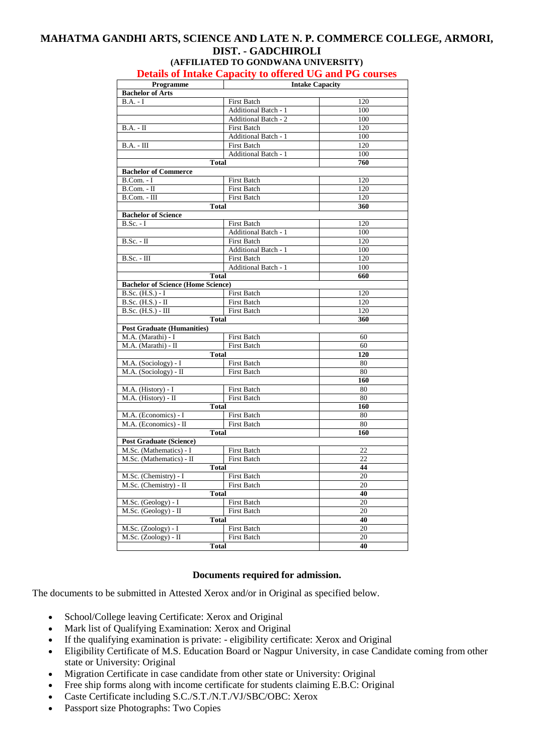# MAHATMA GANDHI ARTS, SCIENCE AND LATE N. P. COMMERCE COLLEGE, ARMORI, DIST. - GADCHIROLI

### (AFFILIATED TO GONDWANA UNIVERSITY)

## Details of Intake Capacity to offered UG and PG courses

| Programme | Intake Capacity | |
|---|---|---|
| **Bachelor of Arts** | | |
| B.A. - I | First Batch | 120 |
| | Additional Batch - 1 | 100 |
| | Additional Batch - 2 | 100 |
| B.A. - II | First Batch | 120 |
| | Additional Batch - 1 | 100 |
| B.A. - III | First Batch | 120 |
| | Additional Batch - 1 | 100 |
| **Total** | | **760** |
| **Bachelor of Commerce** | | |
| B.Com. - I | First Batch | 120 |
| B.Com. - II | First Batch | 120 |
| B.Com. - III | First Batch | 120 |
| **Total** | | **360** |
| **Bachelor of Science** | | |
| B.Sc. - I | First Batch | 120 |
| | Additional Batch - 1 | 100 |
| B.Sc. - II | First Batch | 120 |
| | Additional Batch - 1 | 100 |
| B.Sc. - III | First Batch | 120 |
| | Additional Batch - 1 | 100 |
| **Total** | | **660** |
| **Bachelor of Science (Home Science)** | | |
| B.Sc. (H.S.) - I | First Batch | 120 |
| B.Sc. (H.S.) - II | First Batch | 120 |
| B.Sc. (H.S.) - III | First Batch | 120 |
| **Total** | | **360** |
| **Post Graduate (Humanities)** | | |
| M.A. (Marathi) - I | First Batch | 60 |
| M.A. (Marathi) - II | First Batch | 60 |
| **Total** | | **120** |
| M.A. (Sociology) - I | First Batch | 80 |
| M.A. (Sociology) - II | First Batch | 80 |
| | | **160** |
| M.A. (History) - I | First Batch | 80 |
| M.A. (History) - II | First Batch | 80 |
| **Total** | | **160** |
| M.A. (Economics) - I | First Batch | 80 |
| M.A. (Economics) - II | First Batch | 80 |
| **Total** | | **160** |
| **Post Graduate (Science)** | | |
| M.Sc. (Mathematics) - I | First Batch | 22 |
| M.Sc. (Mathematics) - II | First Batch | 22 |
| **Total** | | **44** |
| M.Sc. (Chemistry) - I | First Batch | 20 |
| M.Sc. (Chemistry) - II | First Batch | 20 |
| **Total** | | **40** |
| M.Sc. (Geology) - I | First Batch | 20 |
| M.Sc. (Geology) - II | First Batch | 20 |
| **Total** | | **40** |
| M.Sc. (Zoology) - I | First Batch | 20 |
| M.Sc. (Zoology) - II | First Batch | 20 |
| **Total** | | **40** |

### Documents required for admission.

The documents to be submitted in Attested Xerox and/or in Original as specified below.

- School/College leaving Certificate: Xerox and Original
- Mark list of Qualifying Examination: Xerox and Original
- If the qualifying examination is private: - eligibility certificate: Xerox and Original
- Eligibility Certificate of M.S. Education Board or Nagpur University, in case Candidate coming from other state or University: Original
- Migration Certificate in case candidate from other state or University: Original
- Free ship forms along with income certificate for students claiming E.B.C: Original
- Caste Certificate including S.C./S.T./N.T./VJ/SBC/OBC: Xerox
- Passport size Photographs: Two Copies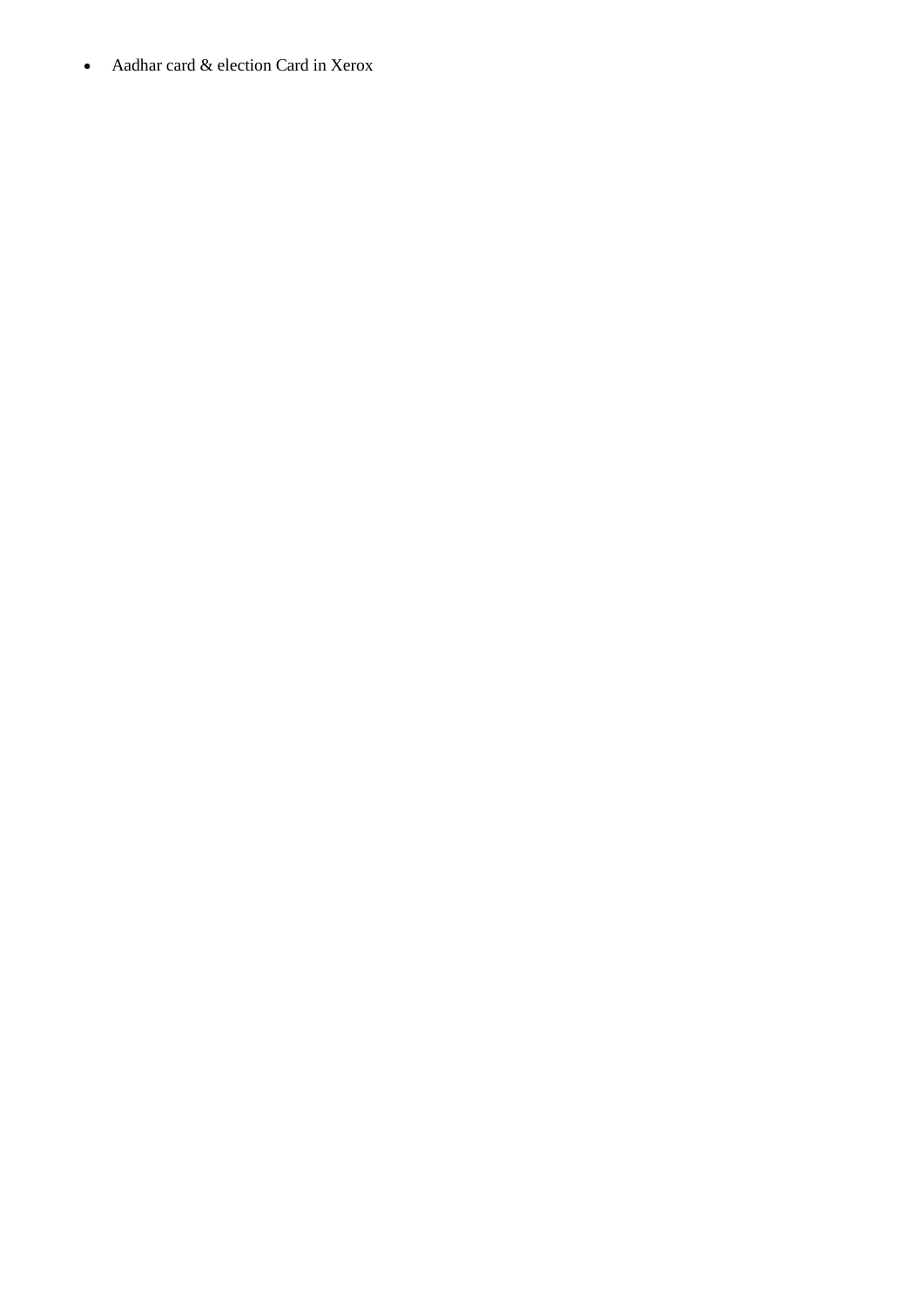- Aadhar card & election Card in Xerox